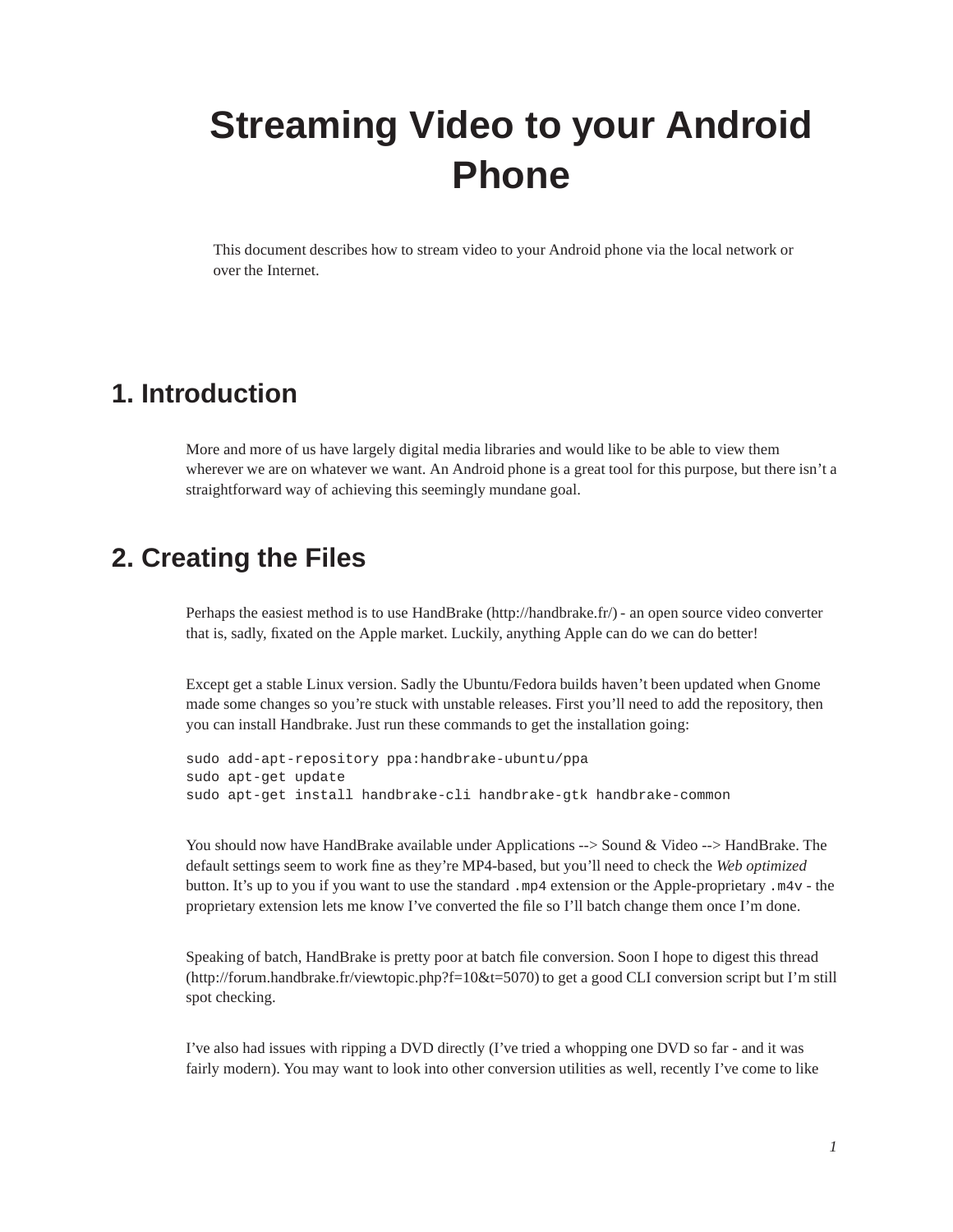# Streaming Video to your Android Phone

This document describes how to stream video to your Android phone via the local network or over the Internet.

## 1. Introduction

More and more of us have largely digital media libraries and would like to be able to view them wherever we are on whatever we want. An Android phone is a great tool for this purpose, but there isn't a straightforward way of achieving this seemingly mundane goal.

## 2. Creating the Files

Perhaps the easiest method is to use HandBrake (http://handbrake.fr/) - an open source video converter that is, sadly, fixated on the Apple market. Luckily, anything Apple can do we can do better!

Except get a stable Linux version. Sadly the Ubuntu/Fedora builds haven't been updated when Gnome made some changes so you're stuck with unstable releases. First you'll need to add the repository, then you can install Handbrake. Just run these commands to get the installation going:

```
sudo add-apt-repository ppa:handbrake-ubuntu/ppa
sudo apt-get update
sudo apt-get install handbrake-cli handbrake-gtk handbrake-common
```

You should now have HandBrake available under Applications --> Sound & Video --> HandBrake. The default settings seem to work fine as they're MP4-based, but you'll need to check the *Web optimized* button. It's up to you if you want to use the standard `.mp4` extension or the Apple-proprietary `.m4v` - the proprietary extension lets me know I've converted the file so I'll batch change them once I'm done.

Speaking of batch, HandBrake is pretty poor at batch file conversion. Soon I hope to digest this thread (http://forum.handbrake.fr/viewtopic.php?f=10&t=5070) to get a good CLI conversion script but I'm still spot checking.

I've also had issues with ripping a DVD directly (I've tried a whopping one DVD so far - and it was fairly modern). You may want to look into other conversion utilities as well, recently I've come to like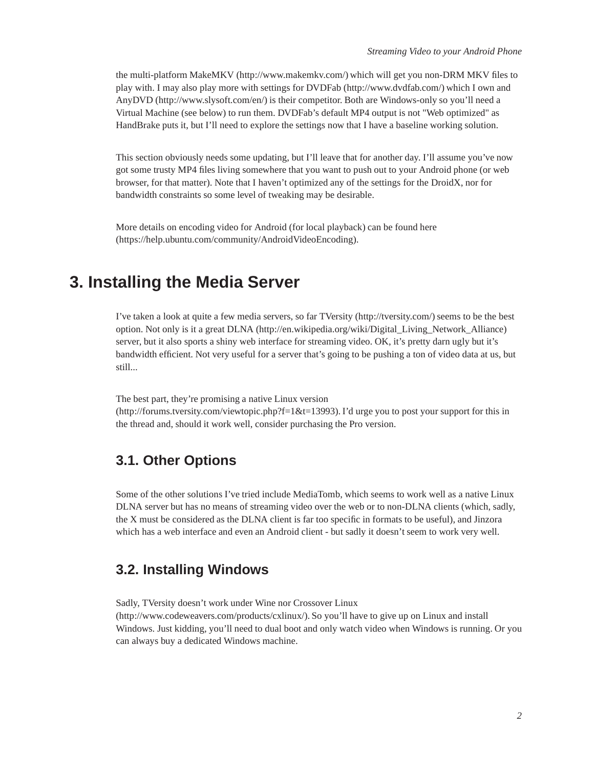the multi-platform MakeMKV (http://www.makemkv.com/) which will get you non-DRM MKV files to play with. I may also play more with settings for DVDFab (http://www.dvdfab.com/) which I own and AnyDVD (http://www.slysoft.com/en/) is their competitor. Both are Windows-only so you'll need a Virtual Machine (see below) to run them. DVDFab's default MP4 output is not "Web optimized" as HandBrake puts it, but I'll need to explore the settings now that I have a baseline working solution.

This section obviously needs some updating, but I'll leave that for another day. I'll assume you've now got some trusty MP4 files living somewhere that you want to push out to your Android phone (or web browser, for that matter). Note that I haven't optimized any of the settings for the DroidX, nor for bandwidth constraints so some level of tweaking may be desirable.

More details on encoding video for Android (for local playback) can be found here (https://help.ubuntu.com/community/AndroidVideoEncoding).

# 3. Installing the Media Server

I've taken a look at quite a few media servers, so far TVersity (http://tversity.com/) seems to be the best option. Not only is it a great DLNA (http://en.wikipedia.org/wiki/Digital_Living_Network_Alliance) server, but it also sports a shiny web interface for streaming video. OK, it's pretty darn ugly but it's bandwidth efficient. Not very useful for a server that's going to be pushing a ton of video data at us, but still...

The best part, they're promising a native Linux version (http://forums.tversity.com/viewtopic.php?f=1&t=13993). I'd urge you to post your support for this in the thread and, should it work well, consider purchasing the Pro version.

## 3.1. Other Options

Some of the other solutions I've tried include MediaTomb, which seems to work well as a native Linux DLNA server but has no means of streaming video over the web or to non-DLNA clients (which, sadly, the X must be considered as the DLNA client is far too specific in formats to be useful), and Jinzora which has a web interface and even an Android client - but sadly it doesn't seem to work very well.

## 3.2. Installing Windows

Sadly, TVersity doesn't work under Wine nor Crossover Linux (http://www.codeweavers.com/products/cxlinux/). So you'll have to give up on Linux and install Windows. Just kidding, you'll need to dual boot and only watch video when Windows is running. Or you can always buy a dedicated Windows machine.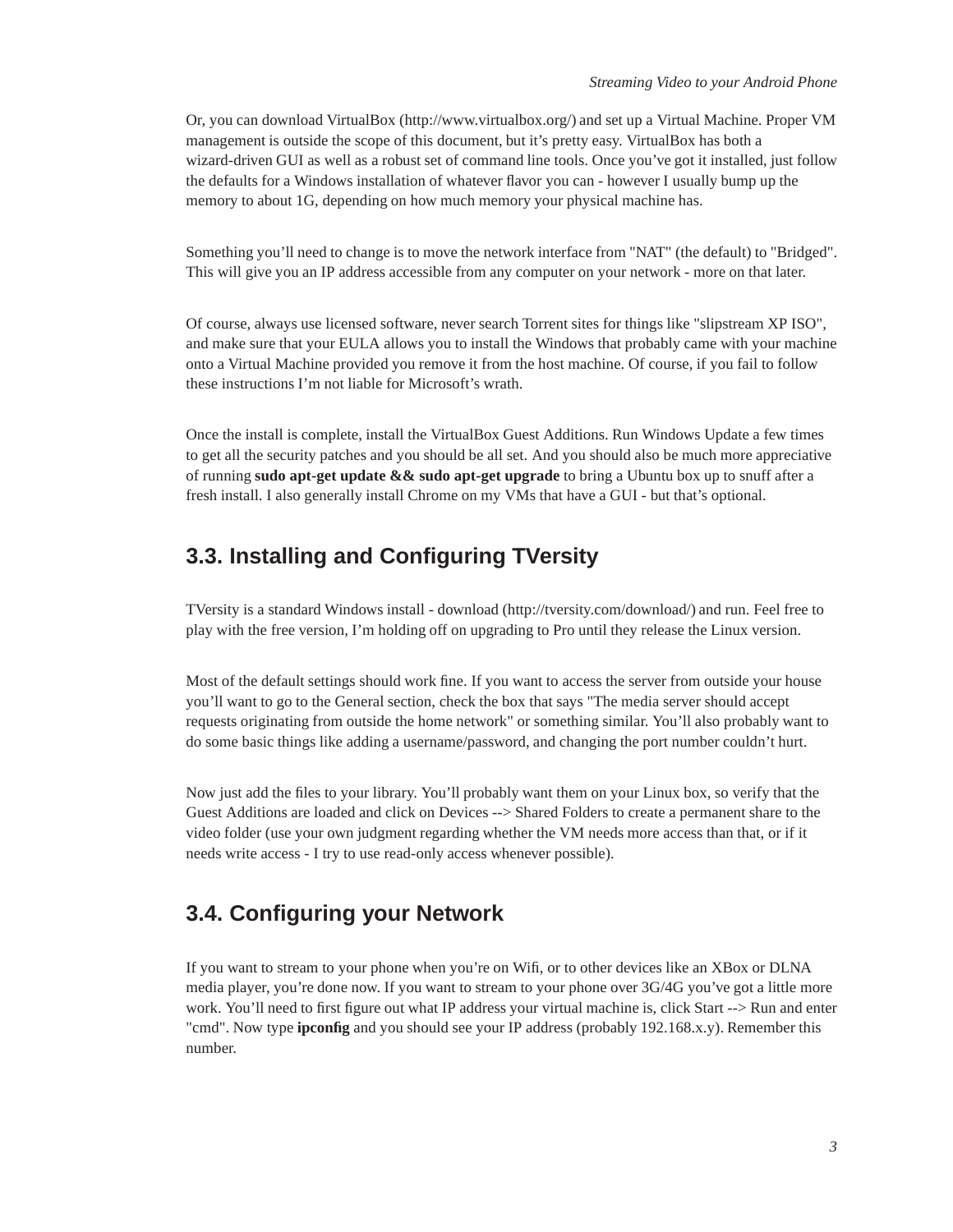Or, you can download VirtualBox (http://www.virtualbox.org/) and set up a Virtual Machine. Proper VM management is outside the scope of this document, but it's pretty easy. VirtualBox has both a wizard-driven GUI as well as a robust set of command line tools. Once you've got it installed, just follow the defaults for a Windows installation of whatever flavor you can - however I usually bump up the memory to about 1G, depending on how much memory your physical machine has.

Something you'll need to change is to move the network interface from "NAT" (the default) to "Bridged". This will give you an IP address accessible from any computer on your network - more on that later.

Of course, always use licensed software, never search Torrent sites for things like "slipstream XP ISO", and make sure that your EULA allows you to install the Windows that probably came with your machine onto a Virtual Machine provided you remove it from the host machine. Of course, if you fail to follow these instructions I'm not liable for Microsoft's wrath.

Once the install is complete, install the VirtualBox Guest Additions. Run Windows Update a few times to get all the security patches and you should be all set. And you should also be much more appreciative of running **sudo apt-get update && sudo apt-get upgrade** to bring a Ubuntu box up to snuff after a fresh install. I also generally install Chrome on my VMs that have a GUI - but that's optional.

## 3.3. Installing and Configuring TVersity

TVersity is a standard Windows install - download (http://tversity.com/download/) and run. Feel free to play with the free version, I'm holding off on upgrading to Pro until they release the Linux version.

Most of the default settings should work fine. If you want to access the server from outside your house you'll want to go to the General section, check the box that says "The media server should accept requests originating from outside the home network" or something similar. You'll also probably want to do some basic things like adding a username/password, and changing the port number couldn't hurt.

Now just add the files to your library. You'll probably want them on your Linux box, so verify that the Guest Additions are loaded and click on Devices --> Shared Folders to create a permanent share to the video folder (use your own judgment regarding whether the VM needs more access than that, or if it needs write access - I try to use read-only access whenever possible).

## 3.4. Configuring your Network

If you want to stream to your phone when you're on Wifi, or to other devices like an XBox or DLNA media player, you're done now. If you want to stream to your phone over 3G/4G you've got a little more work. You'll need to first figure out what IP address your virtual machine is, click Start --> Run and enter "cmd". Now type **ipconfig** and you should see your IP address (probably 192.168.x.y). Remember this number.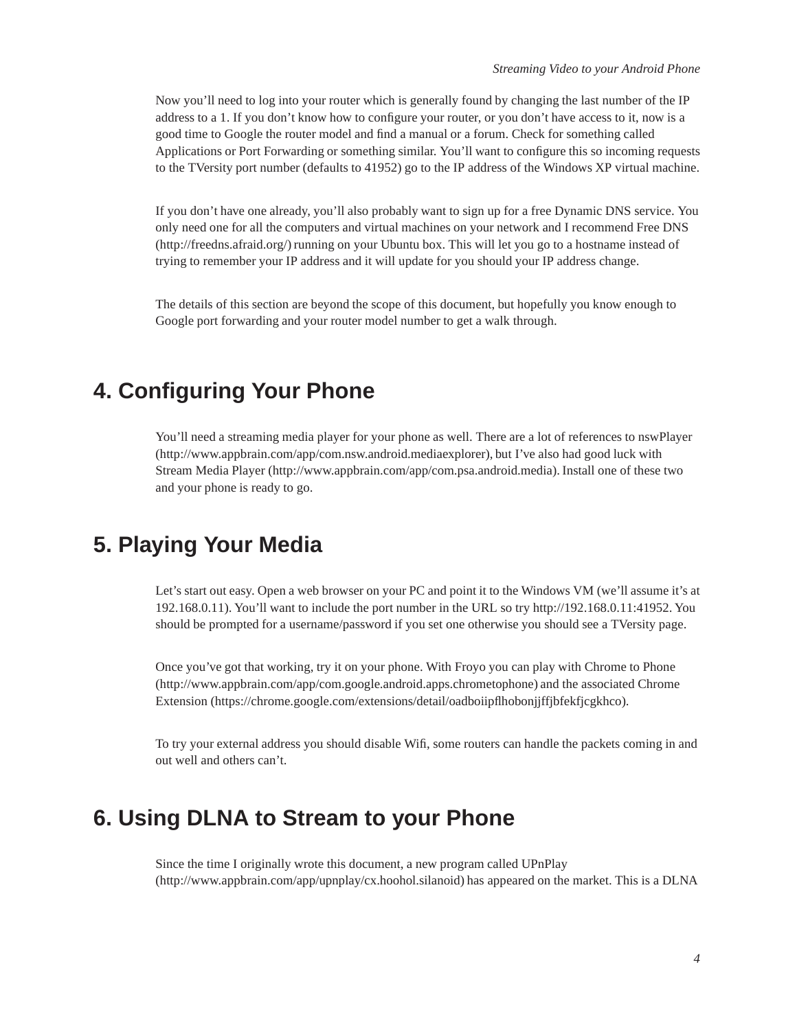Now you'll need to log into your router which is generally found by changing the last number of the IP address to a 1. If you don't know how to configure your router, or you don't have access to it, now is a good time to Google the router model and find a manual or a forum. Check for something called Applications or Port Forwarding or something similar. You'll want to configure this so incoming requests to the TVersity port number (defaults to 41952) go to the IP address of the Windows XP virtual machine.

If you don't have one already, you'll also probably want to sign up for a free Dynamic DNS service. You only need one for all the computers and virtual machines on your network and I recommend Free DNS (http://freedns.afraid.org/) running on your Ubuntu box. This will let you go to a hostname instead of trying to remember your IP address and it will update for you should your IP address change.

The details of this section are beyond the scope of this document, but hopefully you know enough to Google port forwarding and your router model number to get a walk through.

## 4. Configuring Your Phone

You'll need a streaming media player for your phone as well. There are a lot of references to nswPlayer (http://www.appbrain.com/app/com.nsw.android.mediaexplorer), but I've also had good luck with Stream Media Player (http://www.appbrain.com/app/com.psa.android.media). Install one of these two and your phone is ready to go.

## 5. Playing Your Media

Let's start out easy. Open a web browser on your PC and point it to the Windows VM (we'll assume it's at 192.168.0.11). You'll want to include the port number in the URL so try http://192.168.0.11:41952. You should be prompted for a username/password if you set one otherwise you should see a TVersity page.

Once you've got that working, try it on your phone. With Froyo you can play with Chrome to Phone (http://www.appbrain.com/app/com.google.android.apps.chrometophone) and the associated Chrome Extension (https://chrome.google.com/extensions/detail/oadboiipflhobonjjffjbfekfjcgkhco).

To try your external address you should disable Wifi, some routers can handle the packets coming in and out well and others can't.

## 6. Using DLNA to Stream to your Phone

Since the time I originally wrote this document, a new program called UPnPlay (http://www.appbrain.com/app/upnplay/cx.hoohol.silanoid) has appeared on the market. This is a DLNA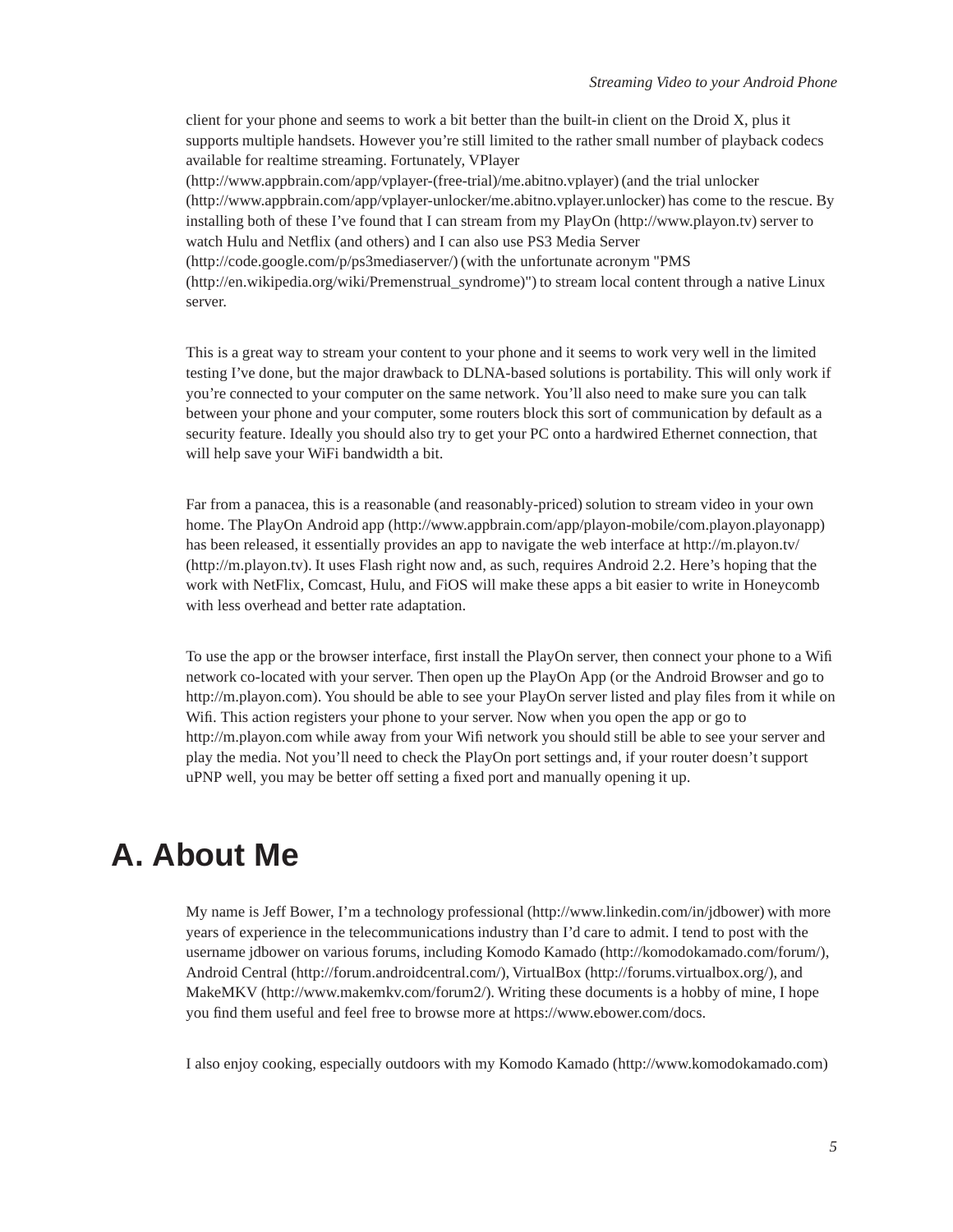client for your phone and seems to work a bit better than the built-in client on the Droid X, plus it supports multiple handsets. However you're still limited to the rather small number of playback codecs available for realtime streaming. Fortunately, VPlayer (http://www.appbrain.com/app/vplayer-(free-trial)/me.abitno.vplayer) (and the trial unlocker (http://www.appbrain.com/app/vplayer-unlocker/me.abitno.vplayer.unlocker) has come to the rescue. By installing both of these I've found that I can stream from my PlayOn (http://www.playon.tv) server to watch Hulu and Netflix (and others) and I can also use PS3 Media Server (http://code.google.com/p/ps3mediaserver/) (with the unfortunate acronym "PMS (http://en.wikipedia.org/wiki/Premenstrual_syndrome)") to stream local content through a native Linux server.

This is a great way to stream your content to your phone and it seems to work very well in the limited testing I've done, but the major drawback to DLNA-based solutions is portability. This will only work if you're connected to your computer on the same network. You'll also need to make sure you can talk between your phone and your computer, some routers block this sort of communication by default as a security feature. Ideally you should also try to get your PC onto a hardwired Ethernet connection, that will help save your WiFi bandwidth a bit.

Far from a panacea, this is a reasonable (and reasonably-priced) solution to stream video in your own home. The PlayOn Android app (http://www.appbrain.com/app/playon-mobile/com.playon.playonapp) has been released, it essentially provides an app to navigate the web interface at http://m.playon.tv/ (http://m.playon.tv). It uses Flash right now and, as such, requires Android 2.2. Here's hoping that the work with NetFlix, Comcast, Hulu, and FiOS will make these apps a bit easier to write in Honeycomb with less overhead and better rate adaptation.

To use the app or the browser interface, first install the PlayOn server, then connect your phone to a Wifi network co-located with your server. Then open up the PlayOn App (or the Android Browser and go to http://m.playon.com). You should be able to see your PlayOn server listed and play files from it while on Wifi. This action registers your phone to your server. Now when you open the app or go to http://m.playon.com while away from your Wifi network you should still be able to see your server and play the media. Not you'll need to check the PlayOn port settings and, if your router doesn't support uPNP well, you may be better off setting a fixed port and manually opening it up.

# A. About Me

My name is Jeff Bower, I'm a technology professional (http://www.linkedin.com/in/jdbower) with more years of experience in the telecommunications industry than I'd care to admit. I tend to post with the username jdbower on various forums, including Komodo Kamado (http://komodokamado.com/forum/), Android Central (http://forum.androidcentral.com/), VirtualBox (http://forums.virtualbox.org/), and MakeMKV (http://www.makemkv.com/forum2/). Writing these documents is a hobby of mine, I hope you find them useful and feel free to browse more at https://www.ebower.com/docs.

I also enjoy cooking, especially outdoors with my Komodo Kamado (http://www.komodokamado.com)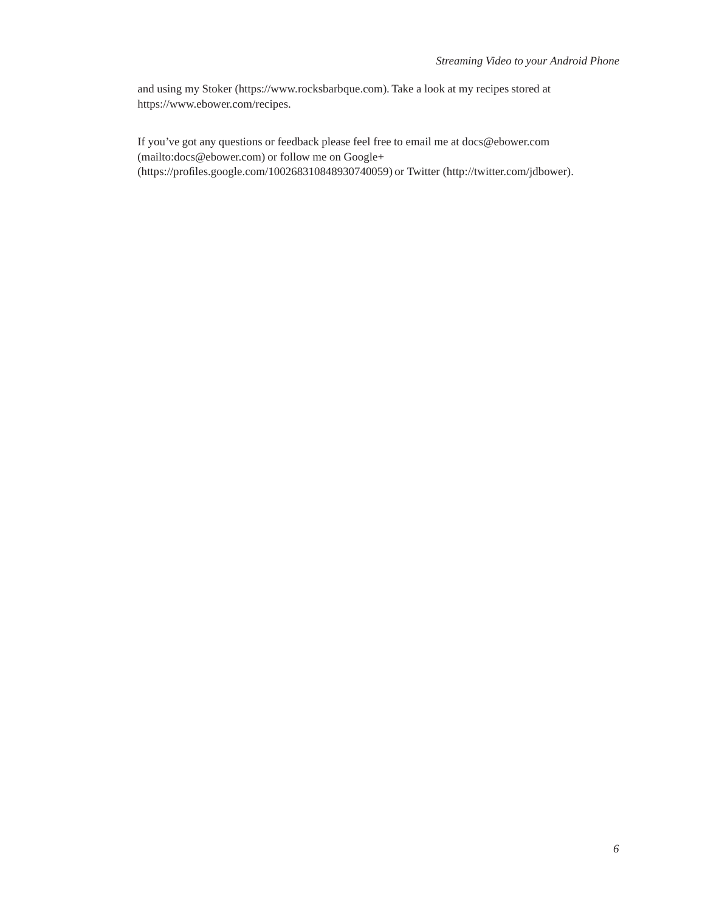and using my Stoker (https://www.rocksbarbque.com). Take a look at my recipes stored at https://www.ebower.com/recipes.

If you've got any questions or feedback please feel free to email me at docs@ebower.com (mailto:docs@ebower.com) or follow me on Google+ (https://profiles.google.com/100268310848930740059) or Twitter (http://twitter.com/jdbower).